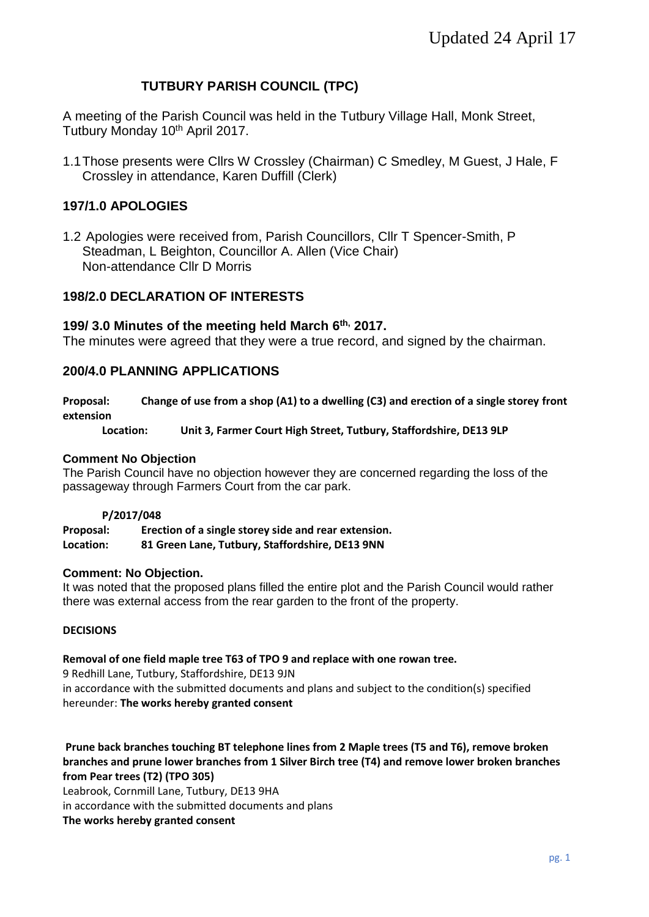Updated 24 April 17

# TUTBURY PARISH COUNCIL (TPC)

A meeting of the Parish Council was held in the Tutbury Village Hall, Monk Street, Tutbury Monday 10th April 2017.

1.1 Those presents were Cllrs W Crossley (Chairman) C Smedley, M Guest, J Hale, F Crossley in attendance, Karen Duffill (Clerk)

## 197/1.0 APOLOGIES

1.2 Apologies were received from, Parish Councillors, Cllr T Spencer-Smith, P Steadman, L Beighton, Councillor A. Allen (Vice Chair)
Non-attendance Cllr D Morris

## 198/2.0 DECLARATION OF INTERESTS

### 199/ 3.0 Minutes of the meeting held March 6th, 2017.

The minutes were agreed that they were a true record, and signed by the chairman.

## 200/4.0 PLANNING APPLICATIONS

**Proposal: Change of use from a shop (A1) to a dwelling (C3) and erection of a single storey front extension**
**Location: Unit 3, Farmer Court High Street, Tutbury, Staffordshire, DE13 9LP**

**Comment No Objection**
The Parish Council have no objection however they are concerned regarding the loss of the passageway through Farmers Court from the car park.

**P/2017/048**
**Proposal: Erection of a single storey side and rear extension.**
**Location: 81 Green Lane, Tutbury, Staffordshire, DE13 9NN**

**Comment: No Objection.**
It was noted that the proposed plans filled the entire plot and the Parish Council would rather there was external access from the rear garden to the front of the property.

**DECISIONS**

**Removal of one field maple tree T63 of TPO 9 and replace with one rowan tree.**
9 Redhill Lane, Tutbury, Staffordshire, DE13 9JN
in accordance with the submitted documents and plans and subject to the condition(s) specified hereunder: **The works hereby granted consent**

**Prune back branches touching BT telephone lines from 2 Maple trees (T5 and T6), remove broken branches and prune lower branches from 1 Silver Birch tree (T4) and remove lower broken branches from Pear trees (T2) (TPO 305)**
Leabrook, Cornmill Lane, Tutbury, DE13 9HA
in accordance with the submitted documents and plans
**The works hereby granted consent**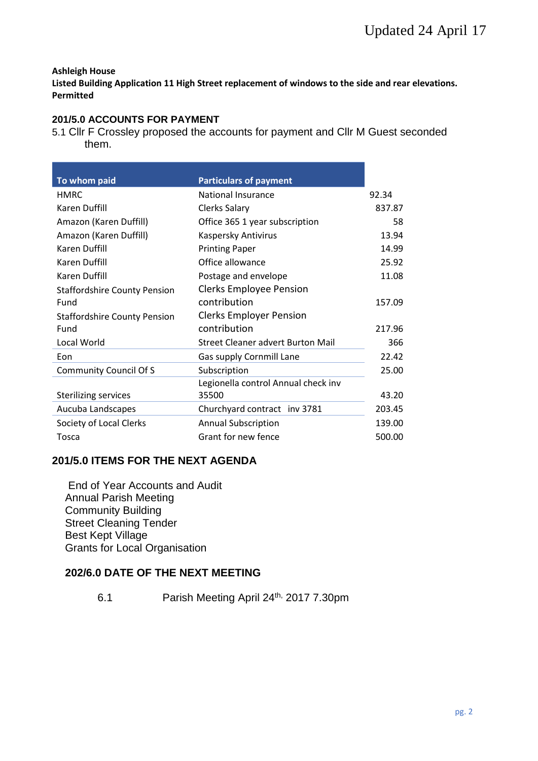Updated 24 April 17

**Ashleigh House**
**Listed Building Application 11 High Street replacement of windows to the side and rear elevations. Permitted**

## 201/5.0 ACCOUNTS FOR PAYMENT

5.1 Cllr F Crossley proposed the accounts for payment and Cllr M Guest seconded them.

| To whom paid | Particulars of payment | |
|---|---|---|
| HMRC | National Insurance | 92.34 |
| Karen Duffill | Clerks Salary | 837.87 |
| Amazon (Karen Duffill) | Office 365 1 year subscription | 58 |
| Amazon (Karen Duffill) | Kaspersky Antivirus | 13.94 |
| Karen Duffill | Printing Paper | 14.99 |
| Karen Duffill | Office allowance | 25.92 |
| Karen Duffill | Postage and envelope | 11.08 |
| Staffordshire County Pension Fund | Clerks Employee Pension contribution | 157.09 |
| Staffordshire County Pension Fund | Clerks Employer Pension contribution | 217.96 |
| Local World | Street Cleaner advert Burton Mail | 366 |
| Eon | Gas supply Cornmill Lane | 22.42 |
| Community Council Of S | Subscription | 25.00 |
| Sterilizing services | Legionella control Annual check inv 35500 | 43.20 |
| Aucuba Landscapes | Churchyard contract inv 3781 | 203.45 |
| Society of Local Clerks | Annual Subscription | 139.00 |
| Tosca | Grant for new fence | 500.00 |

## 201/5.0 ITEMS FOR THE NEXT AGENDA

End of Year Accounts and Audit
Annual Parish Meeting
Community Building
Street Cleaning Tender
Best Kept Village
Grants for Local Organisation

## 202/6.0 DATE OF THE NEXT MEETING

6.1 Parish Meeting April 24th, 2017 7.30pm